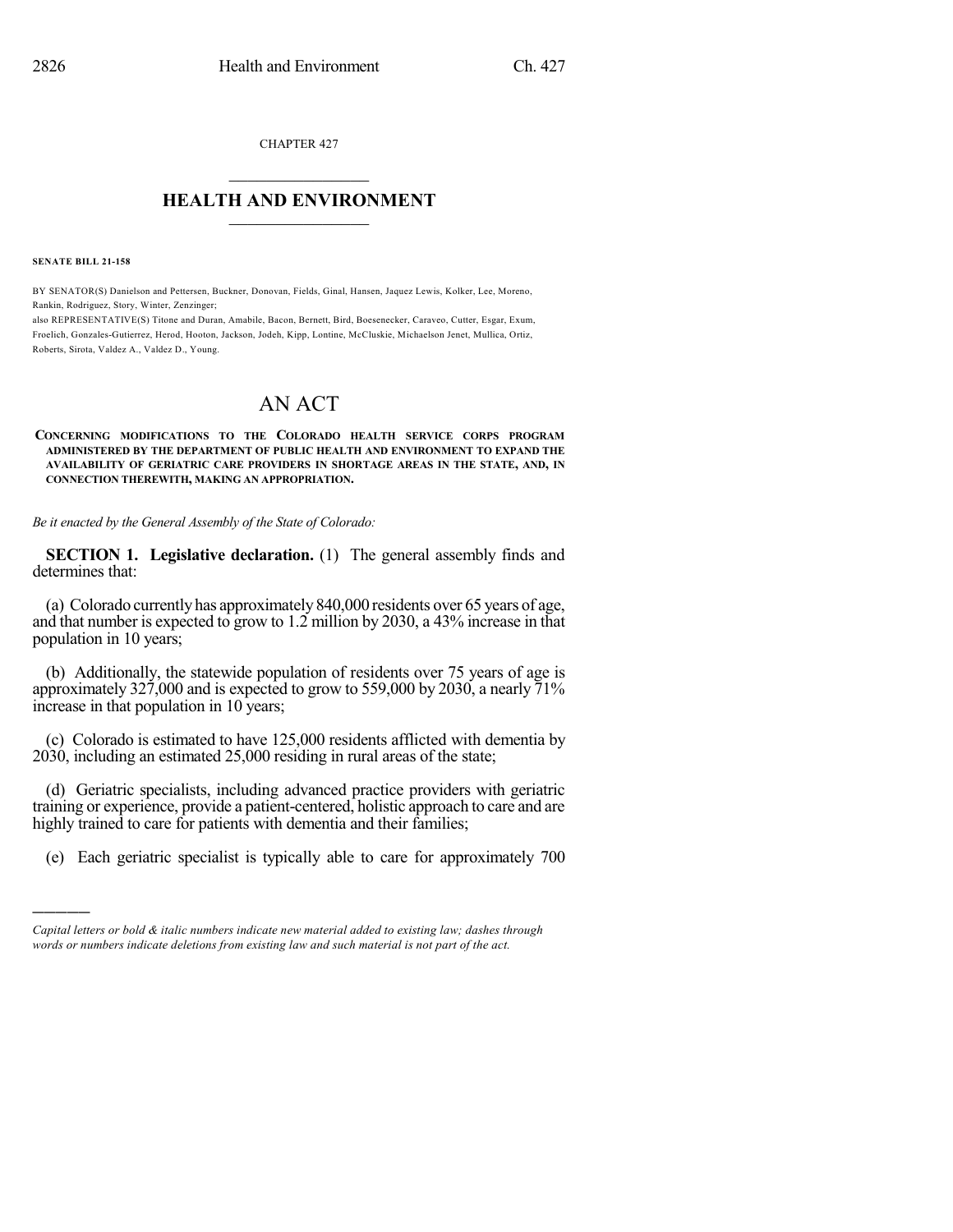CHAPTER 427

# HEALTH AND ENVIRONMENT

**SENATE BILL 21-158**

BY SENATOR(S) Danielson and Pettersen, Buckner, Donovan, Fields, Ginal, Hansen, Jaquez Lewis, Kolker, Lee, Moreno, Rankin, Rodriguez, Story, Winter, Zenzinger;
also REPRESENTATIVE(S) Titone and Duran, Amabile, Bacon, Bernett, Bird, Boesenecker, Caraveo, Cutter, Esgar, Exum, Froelich, Gonzales-Gutierrez, Herod, Hooton, Jackson, Jodeh, Kipp, Lontine, McCluskie, Michaelson Jenet, Mullica, Ortiz, Roberts, Sirota, Valdez A., Valdez D., Young.

# AN ACT

**CONCERNING MODIFICATIONS TO THE COLORADO HEALTH SERVICE CORPS PROGRAM ADMINISTERED BY THE DEPARTMENT OF PUBLIC HEALTH AND ENVIRONMENT TO EXPAND THE AVAILABILITY OF GERIATRIC CARE PROVIDERS IN SHORTAGE AREAS IN THE STATE, AND, IN CONNECTION THEREWITH, MAKING AN APPROPRIATION.**

*Be it enacted by the General Assembly of the State of Colorado:*

**SECTION 1. Legislative declaration.** (1) The general assembly finds and determines that:

(a) Colorado currently has approximately 840,000 residents over 65 years of age, and that number is expected to grow to 1.2 million by 2030, a 43% increase in that population in 10 years;

(b) Additionally, the statewide population of residents over 75 years of age is approximately 327,000 and is expected to grow to 559,000 by 2030, a nearly 71% increase in that population in 10 years;

(c) Colorado is estimated to have 125,000 residents afflicted with dementia by 2030, including an estimated 25,000 residing in rural areas of the state;

(d) Geriatric specialists, including advanced practice providers with geriatric training or experience, provide a patient-centered, holistic approach to care and are highly trained to care for patients with dementia and their families;

(e) Each geriatric specialist is typically able to care for approximately 700

*Capital letters or bold & italic numbers indicate new material added to existing law; dashes through words or numbers indicate deletions from existing law and such material is not part of the act.*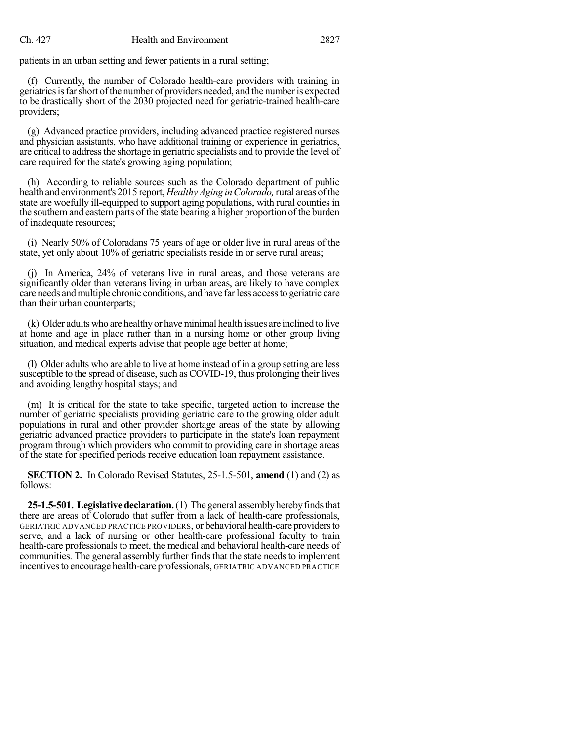patients in an urban setting and fewer patients in a rural setting;

(f) Currently, the number of Colorado health-care providers with training in geriatrics is far short of the number of providers needed, and the number is expected to be drastically short of the 2030 projected need for geriatric-trained health-care providers;

(g) Advanced practice providers, including advanced practice registered nurses and physician assistants, who have additional training or experience in geriatrics, are critical to address the shortage in geriatric specialists and to provide the level of care required for the state's growing aging population;

(h) According to reliable sources such as the Colorado department of public health and environment's 2015 report, *Healthy Aging in Colorado,* rural areas of the state are woefully ill-equipped to support aging populations, with rural counties in the southern and eastern parts of the state bearing a higher proportion of the burden of inadequate resources;

(i) Nearly 50% of Coloradans 75 years of age or older live in rural areas of the state, yet only about 10% of geriatric specialists reside in or serve rural areas;

(j) In America, 24% of veterans live in rural areas, and those veterans are significantly older than veterans living in urban areas, are likely to have complex care needs and multiple chronic conditions, and have far less access to geriatric care than their urban counterparts;

(k) Older adults who are healthy or have minimal health issues are inclined to live at home and age in place rather than in a nursing home or other group living situation, and medical experts advise that people age better at home;

(l) Older adults who are able to live at home instead of in a group setting are less susceptible to the spread of disease, such as COVID-19, thus prolonging their lives and avoiding lengthy hospital stays; and

(m) It is critical for the state to take specific, targeted action to increase the number of geriatric specialists providing geriatric care to the growing older adult populations in rural and other provider shortage areas of the state by allowing geriatric advanced practice providers to participate in the state's loan repayment program through which providers who commit to providing care in shortage areas of the state for specified periods receive education loan repayment assistance.

**SECTION 2.** In Colorado Revised Statutes, 25-1.5-501, **amend** (1) and (2) as follows:

**25-1.5-501. Legislative declaration.** (1) The general assembly hereby finds that there are areas of Colorado that suffer from a lack of health-care professionals, GERIATRIC ADVANCED PRACTICE PROVIDERS, or behavioral health-care providers to serve, and a lack of nursing or other health-care professional faculty to train health-care professionals to meet, the medical and behavioral health-care needs of communities. The general assembly further finds that the state needs to implement incentives to encourage health-care professionals, GERIATRIC ADVANCED PRACTICE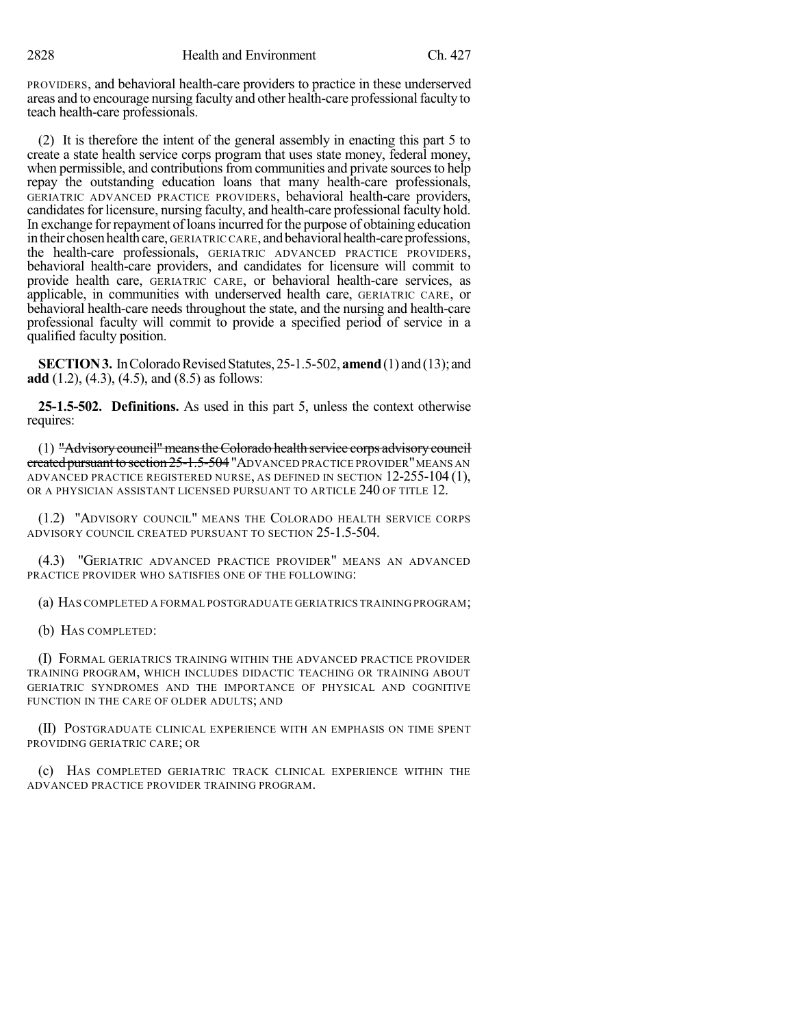PROVIDERS, and behavioral health-care providers to practice in these underserved areas and to encourage nursing faculty and other health-care professional faculty to teach health-care professionals.

(2) It is therefore the intent of the general assembly in enacting this part 5 to create a state health service corps program that uses state money, federal money, when permissible, and contributions from communities and private sources to help repay the outstanding education loans that many health-care professionals, GERIATRIC ADVANCED PRACTICE PROVIDERS, behavioral health-care providers, candidates for licensure, nursing faculty, and health-care professional faculty hold. In exchange for repayment of loans incurred for the purpose of obtaining education in their chosen health care, GERIATRIC CARE, and behavioral health-care professions, the health-care professionals, GERIATRIC ADVANCED PRACTICE PROVIDERS, behavioral health-care providers, and candidates for licensure will commit to provide health care, GERIATRIC CARE, or behavioral health-care services, as applicable, in communities with underserved health care, GERIATRIC CARE, or behavioral health-care needs throughout the state, and the nursing and health-care professional faculty will commit to provide a specified period of service in a qualified faculty position.

**SECTION 3.** In Colorado Revised Statutes, 25-1.5-502, **amend** (1) and (13); and **add** (1.2), (4.3), (4.5), and (8.5) as follows:

**25-1.5-502. Definitions.** As used in this part 5, unless the context otherwise requires:

(1) ~~"Advisory council" means the Colorado health service corps advisory council created pursuant to section 25-1.5-504~~ "ADVANCED PRACTICE PROVIDER" MEANS AN ADVANCED PRACTICE REGISTERED NURSE, AS DEFINED IN SECTION 12-255-104 (1), OR A PHYSICIAN ASSISTANT LICENSED PURSUANT TO ARTICLE 240 OF TITLE 12.

(1.2) "ADVISORY COUNCIL" MEANS THE COLORADO HEALTH SERVICE CORPS ADVISORY COUNCIL CREATED PURSUANT TO SECTION 25-1.5-504.

(4.3) "GERIATRIC ADVANCED PRACTICE PROVIDER" MEANS AN ADVANCED PRACTICE PROVIDER WHO SATISFIES ONE OF THE FOLLOWING:

(a) HAS COMPLETED A FORMAL POSTGRADUATE GERIATRICS TRAINING PROGRAM;

(b) HAS COMPLETED:

(I) FORMAL GERIATRICS TRAINING WITHIN THE ADVANCED PRACTICE PROVIDER TRAINING PROGRAM, WHICH INCLUDES DIDACTIC TEACHING OR TRAINING ABOUT GERIATRIC SYNDROMES AND THE IMPORTANCE OF PHYSICAL AND COGNITIVE FUNCTION IN THE CARE OF OLDER ADULTS; AND

(II) POSTGRADUATE CLINICAL EXPERIENCE WITH AN EMPHASIS ON TIME SPENT PROVIDING GERIATRIC CARE; OR

(c) HAS COMPLETED GERIATRIC TRACK CLINICAL EXPERIENCE WITHIN THE ADVANCED PRACTICE PROVIDER TRAINING PROGRAM.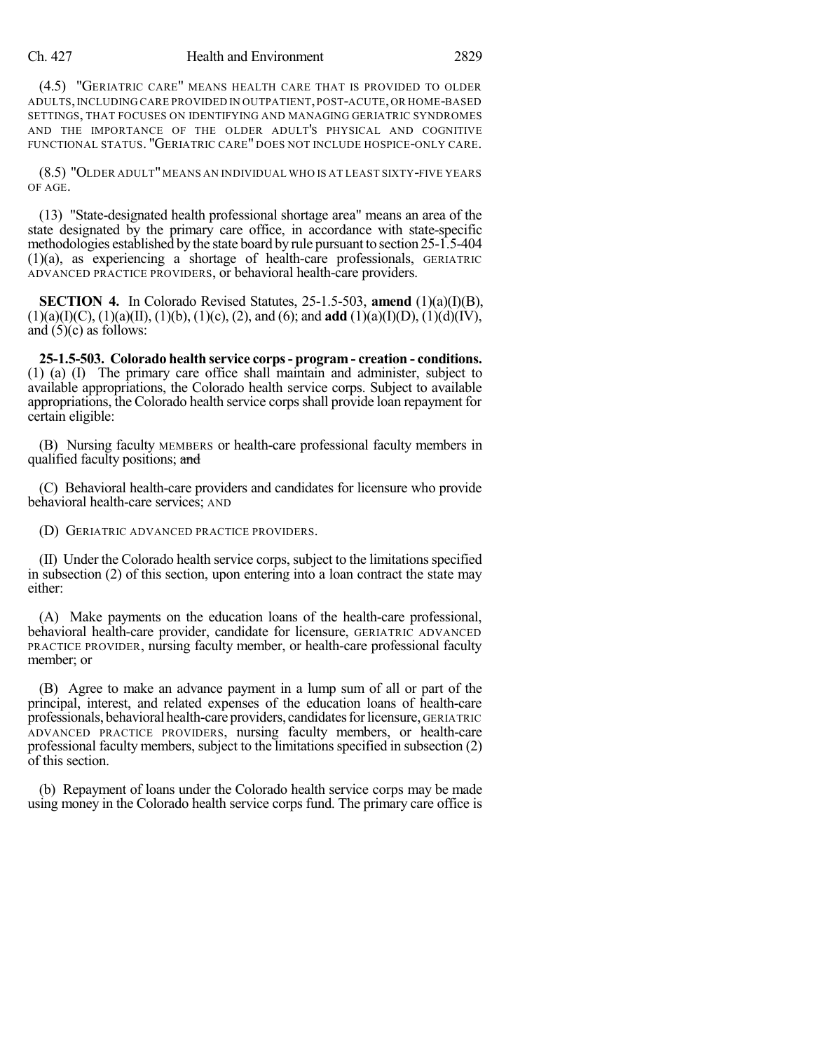(4.5) "GERIATRIC CARE" MEANS HEALTH CARE THAT IS PROVIDED TO OLDER ADULTS, INCLUDING CARE PROVIDED IN OUTPATIENT, POST-ACUTE, OR HOME-BASED SETTINGS, THAT FOCUSES ON IDENTIFYING AND MANAGING GERIATRIC SYNDROMES AND THE IMPORTANCE OF THE OLDER ADULT'S PHYSICAL AND COGNITIVE FUNCTIONAL STATUS. "GERIATRIC CARE" DOES NOT INCLUDE HOSPICE-ONLY CARE.

(8.5) "OLDER ADULT" MEANS AN INDIVIDUAL WHO IS AT LEAST SIXTY-FIVE YEARS OF AGE.

(13) "State-designated health professional shortage area" means an area of the state designated by the primary care office, in accordance with state-specific methodologies established by the state board by rule pursuant to section 25-1.5-404 (1)(a), as experiencing a shortage of health-care professionals, GERIATRIC ADVANCED PRACTICE PROVIDERS, or behavioral health-care providers.

**SECTION 4.** In Colorado Revised Statutes, 25-1.5-503, **amend** (1)(a)(I)(B), (1)(a)(I)(C), (1)(a)(II), (1)(b), (1)(c), (2), and (6); and **add** (1)(a)(I)(D), (1)(d)(IV), and (5)(c) as follows:

**25-1.5-503. Colorado health service corps - program - creation - conditions.** (1) (a) (I) The primary care office shall maintain and administer, subject to available appropriations, the Colorado health service corps. Subject to available appropriations, the Colorado health service corps shall provide loan repayment for certain eligible:

(B) Nursing faculty MEMBERS or health-care professional faculty members in qualified faculty positions; ~~and~~

(C) Behavioral health-care providers and candidates for licensure who provide behavioral health-care services; AND

(D) GERIATRIC ADVANCED PRACTICE PROVIDERS.

(II) Under the Colorado health service corps, subject to the limitations specified in subsection (2) of this section, upon entering into a loan contract the state may either:

(A) Make payments on the education loans of the health-care professional, behavioral health-care provider, candidate for licensure, GERIATRIC ADVANCED PRACTICE PROVIDER, nursing faculty member, or health-care professional faculty member; or

(B) Agree to make an advance payment in a lump sum of all or part of the principal, interest, and related expenses of the education loans of health-care professionals, behavioral health-care providers, candidates for licensure, GERIATRIC ADVANCED PRACTICE PROVIDERS, nursing faculty members, or health-care professional faculty members, subject to the limitations specified in subsection (2) of this section.

(b) Repayment of loans under the Colorado health service corps may be made using money in the Colorado health service corps fund. The primary care office is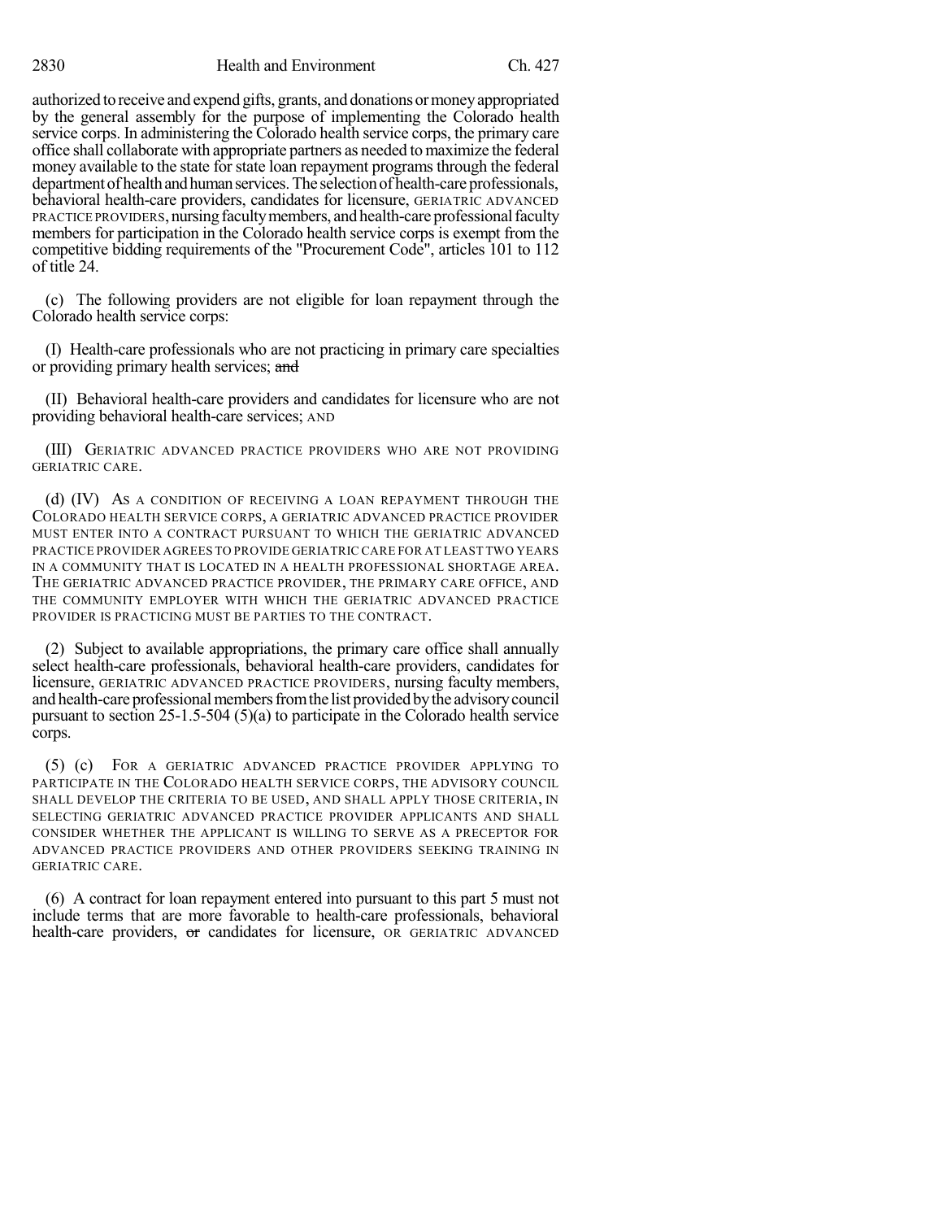authorized to receive and expend gifts, grants, and donations or money appropriated by the general assembly for the purpose of implementing the Colorado health service corps. In administering the Colorado health service corps, the primary care office shall collaborate with appropriate partners as needed to maximize the federal money available to the state for state loan repayment programs through the federal department of health and human services. The selection of health-care professionals, behavioral health-care providers, candidates for licensure, GERIATRIC ADVANCED PRACTICE PROVIDERS, nursing faculty members, and health-care professional faculty members for participation in the Colorado health service corps is exempt from the competitive bidding requirements of the "Procurement Code", articles 101 to 112 of title 24.

(c) The following providers are not eligible for loan repayment through the Colorado health service corps:

(I) Health-care professionals who are not practicing in primary care specialties or providing primary health services; ~~and~~

(II) Behavioral health-care providers and candidates for licensure who are not providing behavioral health-care services; AND

(III) GERIATRIC ADVANCED PRACTICE PROVIDERS WHO ARE NOT PROVIDING GERIATRIC CARE.

(d) (IV) AS A CONDITION OF RECEIVING A LOAN REPAYMENT THROUGH THE COLORADO HEALTH SERVICE CORPS, A GERIATRIC ADVANCED PRACTICE PROVIDER MUST ENTER INTO A CONTRACT PURSUANT TO WHICH THE GERIATRIC ADVANCED PRACTICE PROVIDER AGREES TO PROVIDE GERIATRIC CARE FOR AT LEAST TWO YEARS IN A COMMUNITY THAT IS LOCATED IN A HEALTH PROFESSIONAL SHORTAGE AREA. THE GERIATRIC ADVANCED PRACTICE PROVIDER, THE PRIMARY CARE OFFICE, AND THE COMMUNITY EMPLOYER WITH WHICH THE GERIATRIC ADVANCED PRACTICE PROVIDER IS PRACTICING MUST BE PARTIES TO THE CONTRACT.

(2) Subject to available appropriations, the primary care office shall annually select health-care professionals, behavioral health-care providers, candidates for licensure, GERIATRIC ADVANCED PRACTICE PROVIDERS, nursing faculty members, and health-care professional members from the list provided by the advisory council pursuant to section 25-1.5-504 (5)(a) to participate in the Colorado health service corps.

(5) (c) FOR A GERIATRIC ADVANCED PRACTICE PROVIDER APPLYING TO PARTICIPATE IN THE COLORADO HEALTH SERVICE CORPS, THE ADVISORY COUNCIL SHALL DEVELOP THE CRITERIA TO BE USED, AND SHALL APPLY THOSE CRITERIA, IN SELECTING GERIATRIC ADVANCED PRACTICE PROVIDER APPLICANTS AND SHALL CONSIDER WHETHER THE APPLICANT IS WILLING TO SERVE AS A PRECEPTOR FOR ADVANCED PRACTICE PROVIDERS AND OTHER PROVIDERS SEEKING TRAINING IN GERIATRIC CARE.

(6) A contract for loan repayment entered into pursuant to this part 5 must not include terms that are more favorable to health-care professionals, behavioral health-care providers, ~~or~~ candidates for licensure, OR GERIATRIC ADVANCED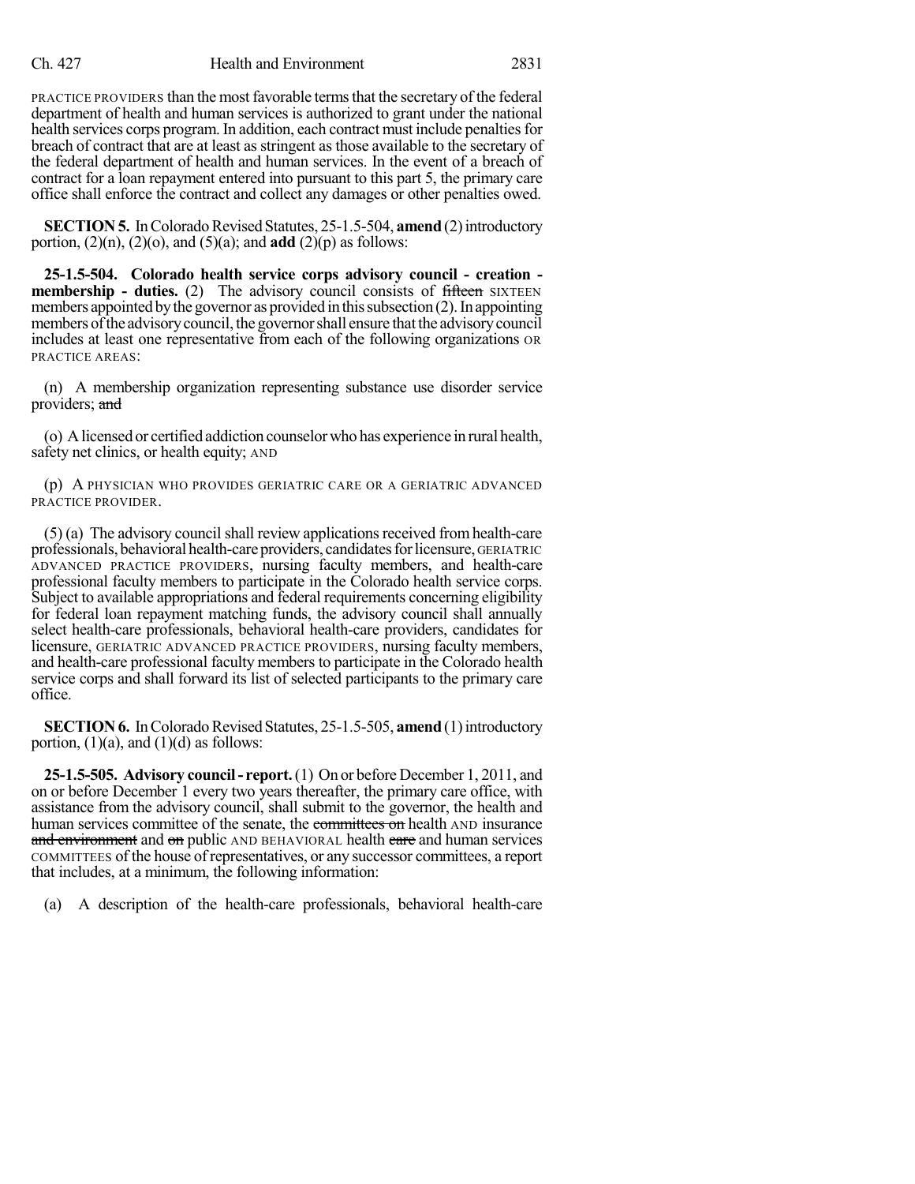PRACTICE PROVIDERS than the most favorable terms that the secretary of the federal department of health and human services is authorized to grant under the national health services corps program. In addition, each contract must include penalties for breach of contract that are at least as stringent as those available to the secretary of the federal department of health and human services. In the event of a breach of contract for a loan repayment entered into pursuant to this part 5, the primary care office shall enforce the contract and collect any damages or other penalties owed.

**SECTION 5.** In Colorado Revised Statutes, 25-1.5-504, **amend** (2) introductory portion, (2)(n), (2)(o), and (5)(a); and **add** (2)(p) as follows:

**25-1.5-504. Colorado health service corps advisory council - creation - membership - duties.** (2) The advisory council consists of ~~fifteen~~ SIXTEEN members appointed by the governor as provided in this subsection (2). In appointing members of the advisory council, the governor shall ensure that the advisory council includes at least one representative from each of the following organizations OR PRACTICE AREAS:

(n) A membership organization representing substance use disorder service providers; ~~and~~

(o) A licensed or certified addiction counselor who has experience in rural health, safety net clinics, or health equity; AND

(p) A PHYSICIAN WHO PROVIDES GERIATRIC CARE OR A GERIATRIC ADVANCED PRACTICE PROVIDER.

(5) (a) The advisory council shall review applications received from health-care professionals, behavioral health-care providers, candidates for licensure, GERIATRIC ADVANCED PRACTICE PROVIDERS, nursing faculty members, and health-care professional faculty members to participate in the Colorado health service corps. Subject to available appropriations and federal requirements concerning eligibility for federal loan repayment matching funds, the advisory council shall annually select health-care professionals, behavioral health-care providers, candidates for licensure, GERIATRIC ADVANCED PRACTICE PROVIDERS, nursing faculty members, and health-care professional faculty members to participate in the Colorado health service corps and shall forward its list of selected participants to the primary care office.

**SECTION 6.** In Colorado Revised Statutes, 25-1.5-505, **amend** (1) introductory portion, (1)(a), and (1)(d) as follows:

**25-1.5-505. Advisory council - report.** (1) On or before December 1, 2011, and on or before December 1 every two years thereafter, the primary care office, with assistance from the advisory council, shall submit to the governor, the health and human services committee of the senate, the ~~committees on~~ health AND insurance ~~and environment~~ and ~~on~~ public AND BEHAVIORAL health ~~care~~ and human services COMMITTEES of the house of representatives, or any successor committees, a report that includes, at a minimum, the following information:

(a) A description of the health-care professionals, behavioral health-care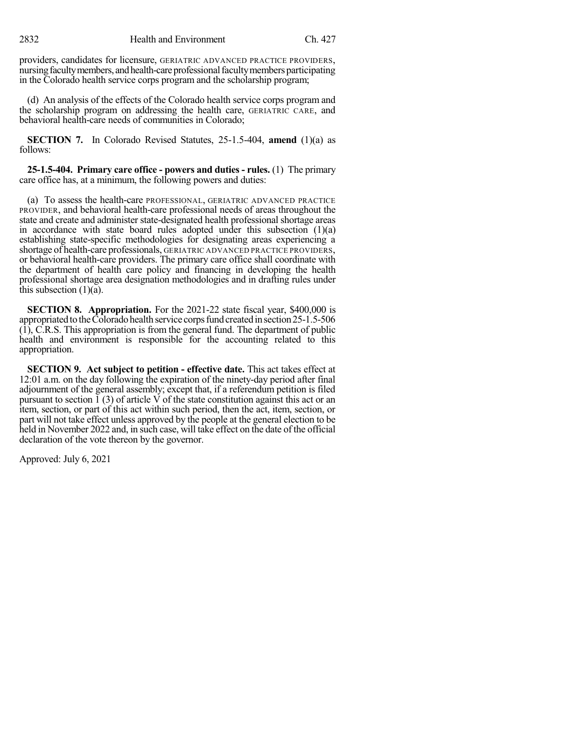providers, candidates for licensure, GERIATRIC ADVANCED PRACTICE PROVIDERS, nursing faculty members, and health-care professional faculty members participating in the Colorado health service corps program and the scholarship program;

(d) An analysis of the effects of the Colorado health service corps program and the scholarship program on addressing the health care, GERIATRIC CARE, and behavioral health-care needs of communities in Colorado;

**SECTION 7.** In Colorado Revised Statutes, 25-1.5-404, **amend** (1)(a) as follows:

**25-1.5-404. Primary care office - powers and duties - rules.** (1) The primary care office has, at a minimum, the following powers and duties:

(a) To assess the health-care PROFESSIONAL, GERIATRIC ADVANCED PRACTICE PROVIDER, and behavioral health-care professional needs of areas throughout the state and create and administer state-designated health professional shortage areas in accordance with state board rules adopted under this subsection (1)(a) establishing state-specific methodologies for designating areas experiencing a shortage of health-care professionals, GERIATRIC ADVANCED PRACTICE PROVIDERS, or behavioral health-care providers. The primary care office shall coordinate with the department of health care policy and financing in developing the health professional shortage area designation methodologies and in drafting rules under this subsection (1)(a).

**SECTION 8. Appropriation.** For the 2021-22 state fiscal year, $400,000 is appropriated to the Colorado health service corps fund created in section 25-1.5-506 (1), C.R.S. This appropriation is from the general fund. The department of public health and environment is responsible for the accounting related to this appropriation.

**SECTION 9. Act subject to petition - effective date.** This act takes effect at 12:01 a.m. on the day following the expiration of the ninety-day period after final adjournment of the general assembly; except that, if a referendum petition is filed pursuant to section 1 (3) of article V of the state constitution against this act or an item, section, or part of this act within such period, then the act, item, section, or part will not take effect unless approved by the people at the general election to be held in November 2022 and, in such case, will take effect on the date of the official declaration of the vote thereon by the governor.

Approved: July 6, 2021